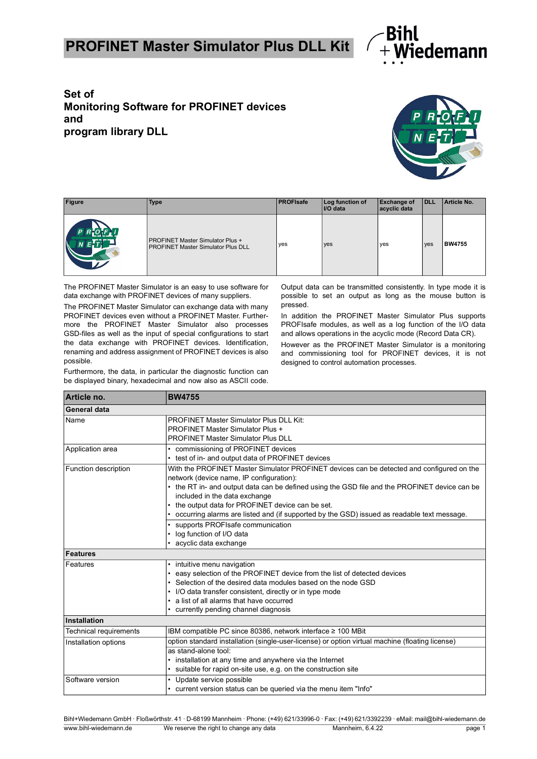# PROFINET Master Simulator Plus DLL Kit

## Set of Monitoring Software for PROFINET devices and program library DLL

| Figure | Type | PROFIsafe | Log function of I/O data | Exchange of acyclic data | DLL | Article No. |
|---|---|---|---|---|---|---|
| | PROFINET Master Simulator Plus + PROFINET Master Simulator Plus DLL | yes | yes | yes | yes | **BW4755** |

The PROFINET Master Simulator is an easy to use software for data exchange with PROFINET devices of many suppliers.

The PROFINET Master Simulator can exchange data with many PROFINET devices even without a PROFINET Master. Furthermore the PROFINET Master Simulator also processes GSD-files as well as the input of special configurations to start the data exchange with PROFINET devices. Identification, renaming and address assignment of PROFINET devices is also possible.

Furthermore, the data, in particular the diagnostic function can be displayed binary, hexadecimal and now also as ASCII code.

Output data can be transmitted consistently. In type mode it is possible to set an output as long as the mouse button is pressed.

In addition the PROFINET Master Simulator Plus supports PROFIsafe modules, as well as a log function of the I/O data and allows operations in the acyclic mode (Record Data CR).

However as the PROFINET Master Simulator is a monitoring and commissioning tool for PROFINET devices, it is not designed to control automation processes.

| **Article no.** | **BW4755** |
|---|---|
| **General data** | |
| Name | PROFINET Master Simulator Plus DLL Kit:<br>PROFINET Master Simulator Plus +<br>PROFINET Master Simulator Plus DLL |
| Application area | • commissioning of PROFINET devices<br>• test of in- and output data of PROFINET devices |
| Function description | With the PROFINET Master Simulator PROFINET devices can be detected and configured on the network (device name, IP configuration):<br>• the RT in- and output data can be defined using the GSD file and the PROFINET device can be included in the data exchange<br>• the output data for PROFINET device can be set.<br>• occurring alarms are listed and (if supported by the GSD) issued as readable text message. |
| | • supports PROFIsafe communication<br>• log function of I/O data<br>• acyclic data exchange |
| **Features** | |
| Features | • intuitive menu navigation<br>• easy selection of the PROFINET device from the list of detected devices<br>• Selection of the desired data modules based on the node GSD<br>• I/O data transfer consistent, directly or in type mode<br>• a list of all alarms that have occurred<br>• currently pending channel diagnosis |
| **Installation** | |
| Technical requirements | IBM compatible PC since 80386, network interface ≥ 100 MBit |
| Installation options | option standard installation (single-user-license) or option virtual machine (floating license) |
| | as stand-alone tool:<br>• installation at any time and anywhere via the Internet<br>• suitable for rapid on-site use, e.g. on the construction site |
| Software version | • Update service possible<br>• current version status can be queried via the menu item "Info" |

Bihl+Wiedemann GmbH · Floßwörthstr. 41 · D-68199 Mannheim · Phone: (+49) 621/33996-0 · Fax: (+49) 621/3392239 · eMail: mail@bihl-wiedemann.de
www.bihl-wiedemann.de · We reserve the right to change any data · Mannheim, 6.4.22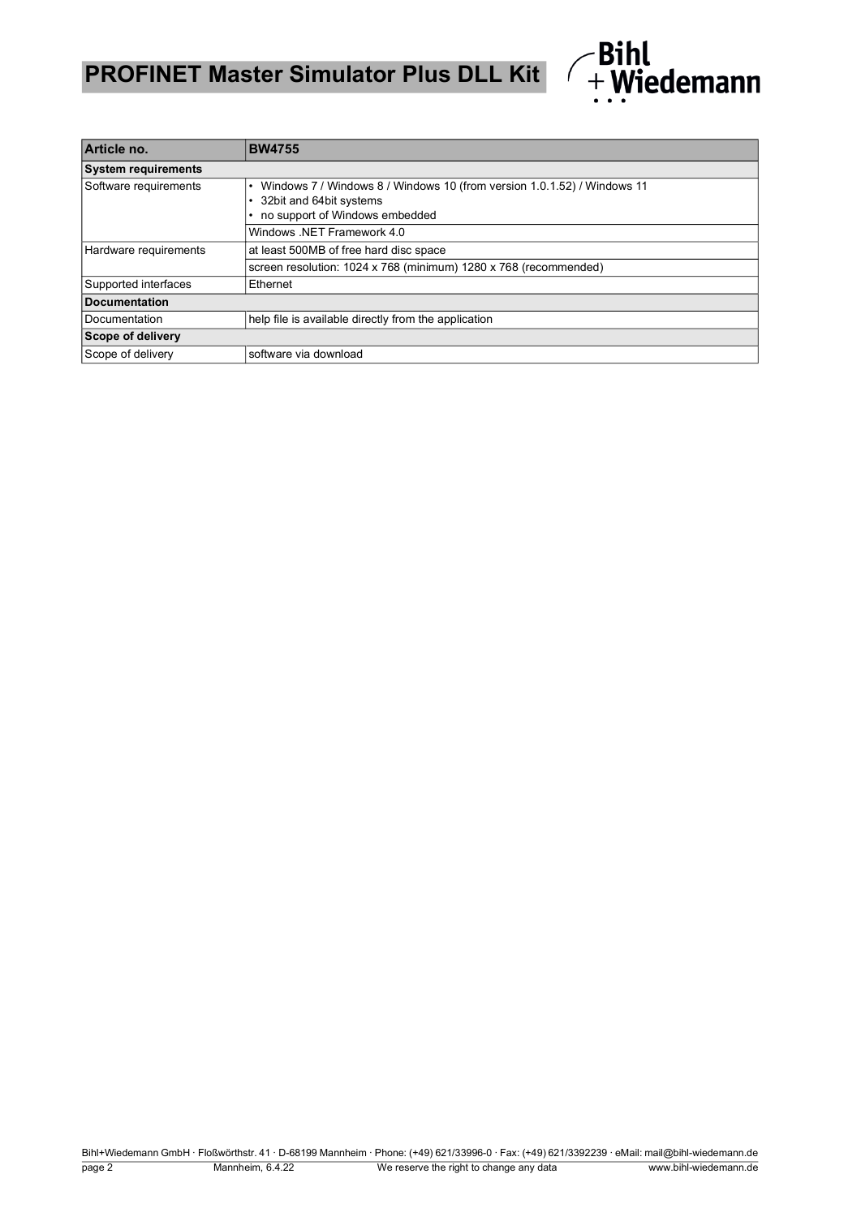| Article no. | BW4755 |
|---|---|
| **System requirements** | |
| Software requirements | • Windows 7 / Windows 8 / Windows 10 (from version 1.0.1.52) / Windows 11<br>• 32bit and 64bit systems<br>• no support of Windows embedded |
| | Windows .NET Framework 4.0 |
| Hardware requirements | at least 500MB of free hard disc space |
| | screen resolution: 1024 x 768 (minimum) 1280 x 768 (recommended) |
| Supported interfaces | Ethernet |
| **Documentation** | |
| Documentation | help file is available directly from the application |
| **Scope of delivery** | |
| Scope of delivery | software via download |